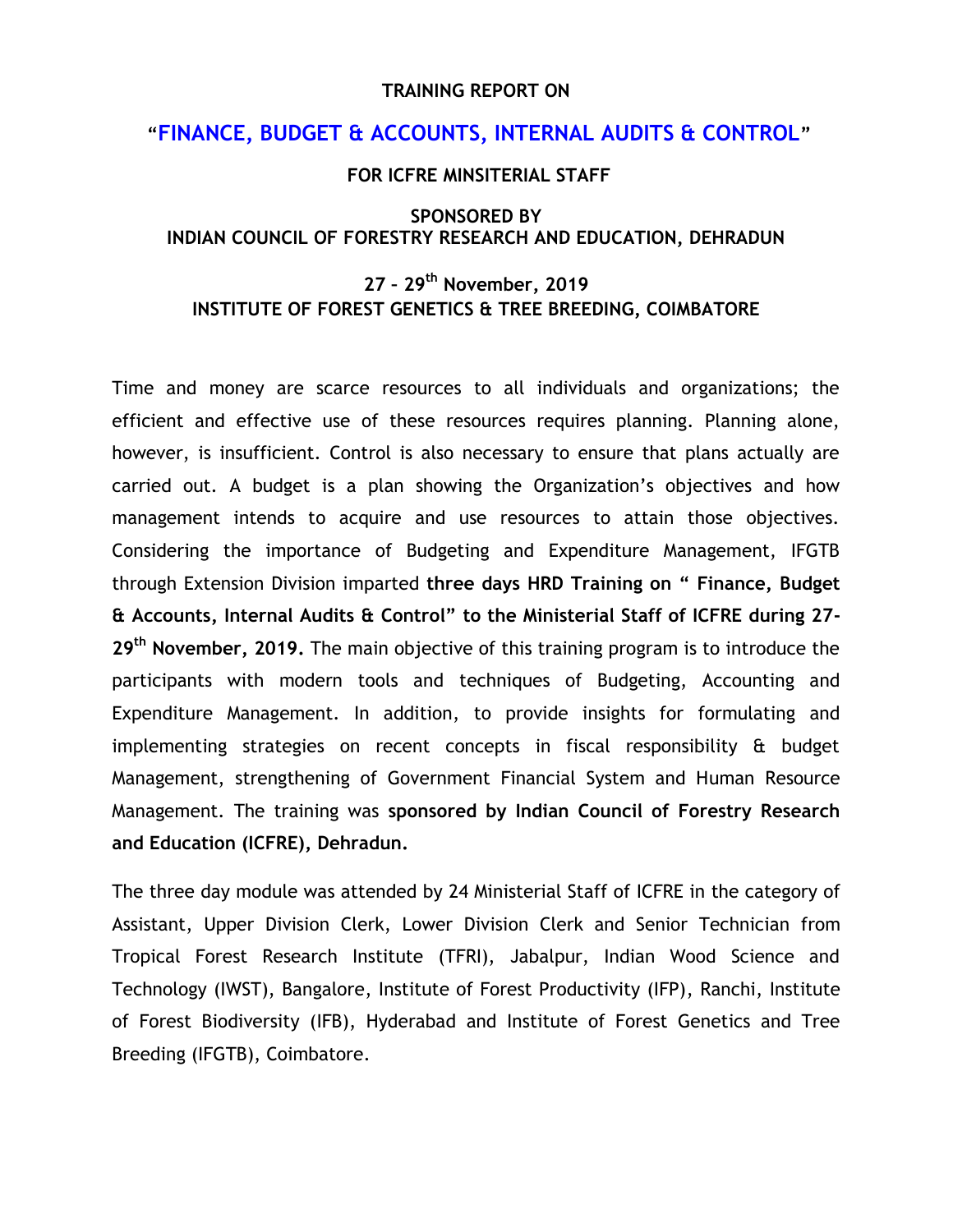**TRAINING REPORT ON**

# "FINANCE, BUDGET & ACCOUNTS, INTERNAL AUDITS & CONTROL"

**FOR ICFRE MINSITERIAL STAFF**

**SPONSORED BY**
**INDIAN COUNCIL OF FORESTRY RESEARCH AND EDUCATION, DEHRADUN**

**27 – 29th November, 2019**
**INSTITUTE OF FOREST GENETICS & TREE BREEDING, COIMBATORE**

Time and money are scarce resources to all individuals and organizations; the efficient and effective use of these resources requires planning. Planning alone, however, is insufficient. Control is also necessary to ensure that plans actually are carried out. A budget is a plan showing the Organization's objectives and how management intends to acquire and use resources to attain those objectives. Considering the importance of Budgeting and Expenditure Management, IFGTB through Extension Division imparted **three days HRD Training on " Finance, Budget & Accounts, Internal Audits & Control" to the Ministerial Staff of ICFRE during 27-29th November, 2019.** The main objective of this training program is to introduce the participants with modern tools and techniques of Budgeting, Accounting and Expenditure Management. In addition, to provide insights for formulating and implementing strategies on recent concepts in fiscal responsibility & budget Management, strengthening of Government Financial System and Human Resource Management. The training was **sponsored by Indian Council of Forestry Research and Education (ICFRE), Dehradun.**

The three day module was attended by 24 Ministerial Staff of ICFRE in the category of Assistant, Upper Division Clerk, Lower Division Clerk and Senior Technician from Tropical Forest Research Institute (TFRI), Jabalpur, Indian Wood Science and Technology (IWST), Bangalore, Institute of Forest Productivity (IFP), Ranchi, Institute of Forest Biodiversity (IFB), Hyderabad and Institute of Forest Genetics and Tree Breeding (IFGTB), Coimbatore.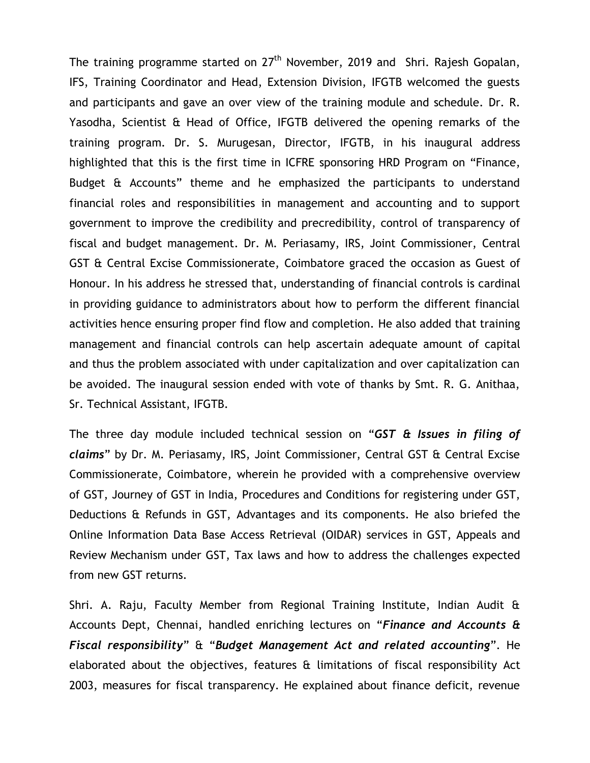The training programme started on 27th November, 2019 and Shri. Rajesh Gopalan, IFS, Training Coordinator and Head, Extension Division, IFGTB welcomed the guests and participants and gave an over view of the training module and schedule. Dr. R. Yasodha, Scientist & Head of Office, IFGTB delivered the opening remarks of the training program. Dr. S. Murugesan, Director, IFGTB, in his inaugural address highlighted that this is the first time in ICFRE sponsoring HRD Program on "Finance, Budget & Accounts" theme and he emphasized the participants to understand financial roles and responsibilities in management and accounting and to support government to improve the credibility and precredibility, control of transparency of fiscal and budget management. Dr. M. Periasamy, IRS, Joint Commissioner, Central GST & Central Excise Commissionerate, Coimbatore graced the occasion as Guest of Honour. In his address he stressed that, understanding of financial controls is cardinal in providing guidance to administrators about how to perform the different financial activities hence ensuring proper find flow and completion. He also added that training management and financial controls can help ascertain adequate amount of capital and thus the problem associated with under capitalization and over capitalization can be avoided. The inaugural session ended with vote of thanks by Smt. R. G. Anithaa, Sr. Technical Assistant, IFGTB.

The three day module included technical session on "***GST & Issues in filing of claims***" by Dr. M. Periasamy, IRS, Joint Commissioner, Central GST & Central Excise Commissionerate, Coimbatore, wherein he provided with a comprehensive overview of GST, Journey of GST in India, Procedures and Conditions for registering under GST, Deductions & Refunds in GST, Advantages and its components. He also briefed the Online Information Data Base Access Retrieval (OIDAR) services in GST, Appeals and Review Mechanism under GST, Tax laws and how to address the challenges expected from new GST returns.

Shri. A. Raju, Faculty Member from Regional Training Institute, Indian Audit & Accounts Dept, Chennai, handled enriching lectures on "***Finance and Accounts & Fiscal responsibility***" & "***Budget Management Act and related accounting***". He elaborated about the objectives, features & limitations of fiscal responsibility Act 2003, measures for fiscal transparency. He explained about finance deficit, revenue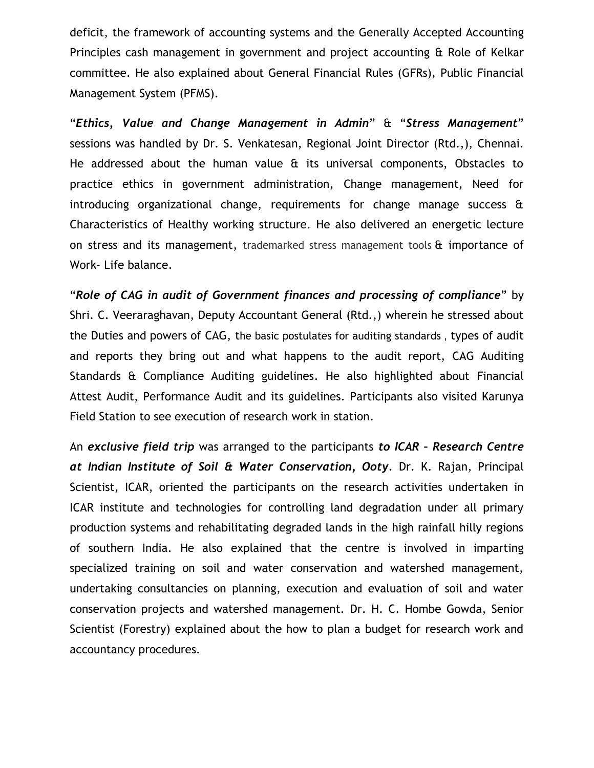deficit, the framework of accounting systems and the Generally Accepted Accounting Principles cash management in government and project accounting & Role of Kelkar committee. He also explained about General Financial Rules (GFRs), Public Financial Management System (PFMS).

"***Ethics, Value and Change Management in Admin***" & "***Stress Management***" sessions was handled by Dr. S. Venkatesan, Regional Joint Director (Rtd.,), Chennai. He addressed about the human value & its universal components, Obstacles to practice ethics in government administration, Change management, Need for introducing organizational change, requirements for change manage success & Characteristics of Healthy working structure. He also delivered an energetic lecture on stress and its management, trademarked stress management tools & importance of Work- Life balance.

"***Role of CAG in audit of Government finances and processing of compliance***" by Shri. C. Veeraraghavan, Deputy Accountant General (Rtd.,) wherein he stressed about the Duties and powers of CAG, the basic postulates for auditing standards , types of audit and reports they bring out and what happens to the audit report, CAG Auditing Standards & Compliance Auditing guidelines. He also highlighted about Financial Attest Audit, Performance Audit and its guidelines. Participants also visited Karunya Field Station to see execution of research work in station.

An ***exclusive field trip*** was arranged to the participants ***to ICAR – Research Centre at Indian Institute of Soil & Water Conservation, Ooty***. Dr. K. Rajan, Principal Scientist, ICAR, oriented the participants on the research activities undertaken in ICAR institute and technologies for controlling land degradation under all primary production systems and rehabilitating degraded lands in the high rainfall hilly regions of southern India. He also explained that the centre is involved in imparting specialized training on soil and water conservation and watershed management, undertaking consultancies on planning, execution and evaluation of soil and water conservation projects and watershed management. Dr. H. C. Hombe Gowda, Senior Scientist (Forestry) explained about the how to plan a budget for research work and accountancy procedures.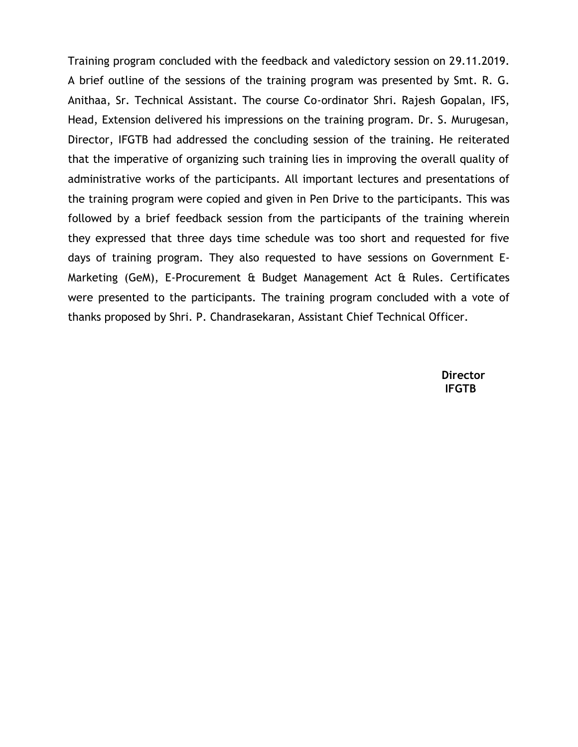Training program concluded with the feedback and valedictory session on 29.11.2019. A brief outline of the sessions of the training program was presented by Smt. R. G. Anithaa, Sr. Technical Assistant. The course Co-ordinator Shri. Rajesh Gopalan, IFS, Head, Extension delivered his impressions on the training program. Dr. S. Murugesan, Director, IFGTB had addressed the concluding session of the training. He reiterated that the imperative of organizing such training lies in improving the overall quality of administrative works of the participants. All important lectures and presentations of the training program were copied and given in Pen Drive to the participants. This was followed by a brief feedback session from the participants of the training wherein they expressed that three days time schedule was too short and requested for five days of training program. They also requested to have sessions on Government E-Marketing (GeM), E-Procurement & Budget Management Act & Rules. Certificates were presented to the participants. The training program concluded with a vote of thanks proposed by Shri. P. Chandrasekaran, Assistant Chief Technical Officer.

**Director**
**IFGTB**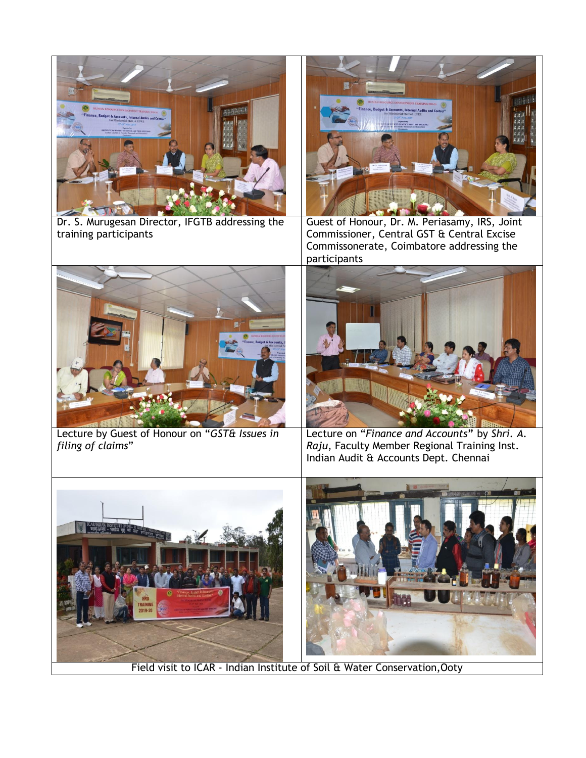| Dr. S. Murugesan Director, IFGTB addressing the training participants | Guest of Honour, Dr. M. Periasamy, IRS, Joint Commissioner, Central GST & Central Excise Commissonerate, Coimbatore addressing the participants |
|---|---|
| Lecture by Guest of Honour on "*GST& Issues in filing of claims*" | Lecture on "*Finance and Accounts*" by *Shri. A. Raju*, Faculty Member Regional Training Inst. Indian Audit & Accounts Dept. Chennai |
| Field visit to ICAR - Indian Institute of Soil & Water Conservation,Ooty | |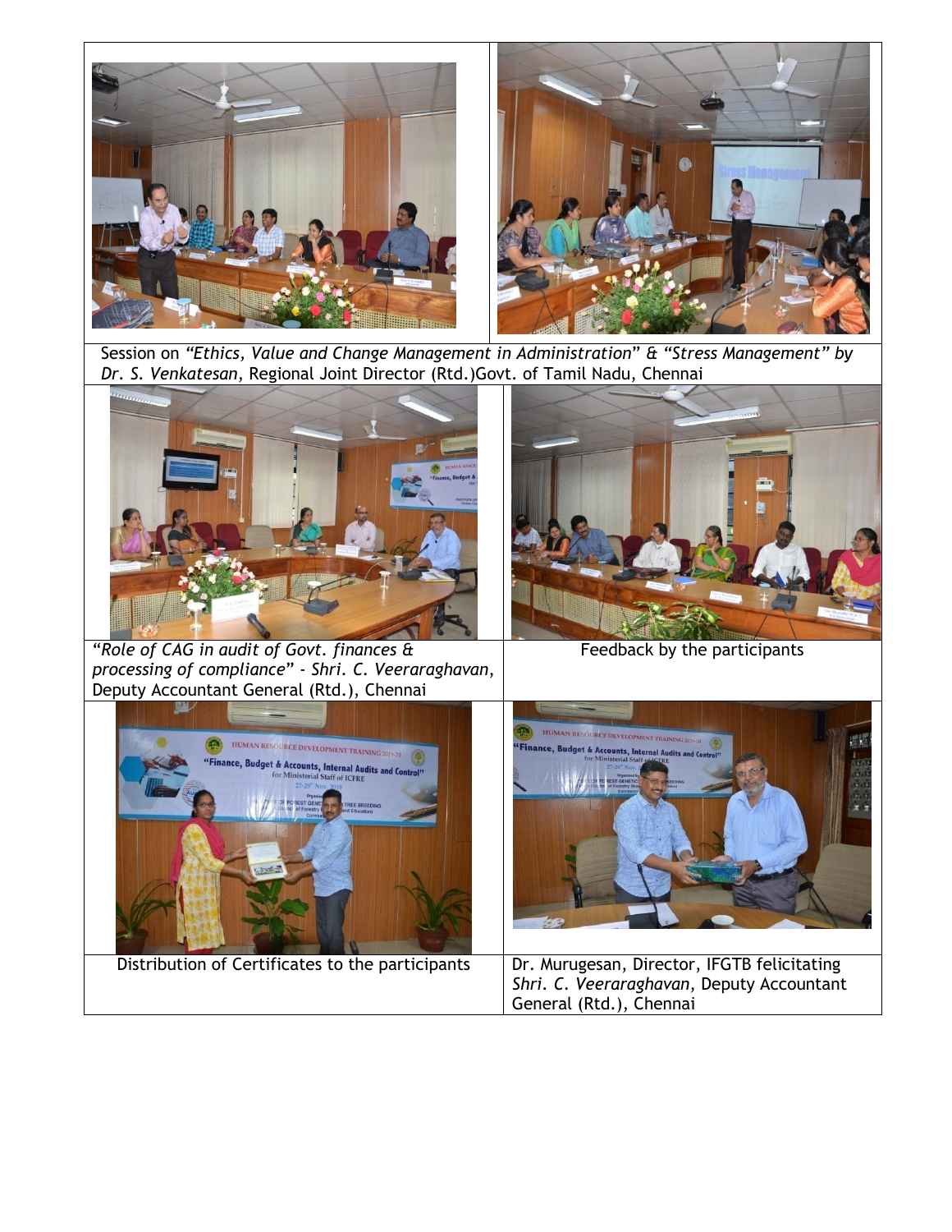Session on *"Ethics, Value and Change Management in Administration*" & *"Stress Management" by Dr. S. Venkatesan*, Regional Joint Director (Rtd.)Govt. of Tamil Nadu, Chennai

"*Role of CAG in audit of Govt. finances & processing of compliance*" - *Shri. C. Veeraraghavan*, Deputy Accountant General (Rtd.), Chennai

Feedback by the participants

Distribution of Certificates to the participants

Dr. Murugesan, Director, IFGTB felicitating *Shri. C. Veeraraghavan*, Deputy Accountant General (Rtd.), Chennai